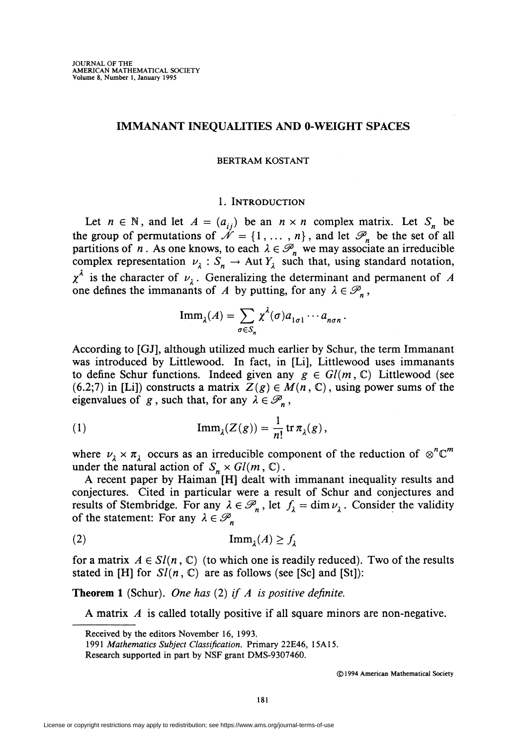JOURNAL OF THE
AMERICAN MATHEMATICAL SOCIETY
Volume 8, Number 1, January 1995

# IMMANANT INEQUALITIES AND 0-WEIGHT SPACES

BERTRAM KOSTANT

## 1. Introduction

Let $n \in \mathbb{N}$, and let $A = (a_{ij})$ be an $n \times n$ complex matrix. Let $S_n$ be the group of permutations of $\mathcal{N} = \{1, \ldots, n\}$, and let $\mathcal{P}_n$ be the set of all partitions of $n$. As one knows, to each $\lambda \in \mathcal{P}_n$ we may associate an irreducible complex representation $\nu_\lambda : S_n \to \operatorname{Aut} Y_\lambda$ such that, using standard notation, $\chi^\lambda$ is the character of $\nu_\lambda$. Generalizing the determinant and permanent of $A$ one defines the immanants of $A$ by putting, for any $\lambda \in \mathcal{P}_n$,

$$\operatorname{Imm}_\lambda(A) = \sum_{\sigma \in S_n} \chi^\lambda(\sigma) a_{1\sigma 1} \cdots a_{n\sigma n}.$$

According to [GJ], although utilized much earlier by Schur, the term Immanant was introduced by Littlewood. In fact, in [Li], Littlewood uses immanants to define Schur functions. Indeed given any $g \in Gl(m, \mathbb{C})$ Littlewood (see (6.2;7) in [Li]) constructs a matrix $Z(g) \in M(n, \mathbb{C})$, using power sums of the eigenvalues of $g$, such that, for any $\lambda \in \mathcal{P}_n$,

$$\operatorname{Imm}_\lambda(Z(g)) = \frac{1}{n!} \operatorname{tr} \pi_\lambda(g), \tag{1}$$

where $\nu_\lambda \times \pi_\lambda$ occurs as an irreducible component of the reduction of $\otimes^n \mathbb{C}^m$ under the natural action of $S_n \times Gl(m, \mathbb{C})$.

A recent paper by Haiman [H] dealt with immanant inequality results and conjectures. Cited in particular were a result of Schur and conjectures and results of Stembridge. For any $\lambda \in \mathcal{P}_n$, let $f_\lambda = \dim \nu_\lambda$. Consider the validity of the statement: For any $\lambda \in \mathcal{P}_n$

$$\operatorname{Imm}_\lambda(A) \geq f_\lambda \tag{2}$$

for a matrix $A \in Sl(n, \mathbb{C})$ (to which one is readily reduced). Two of the results stated in [H] for $Sl(n, \mathbb{C})$ are as follows (see [Sc] and [St]):

**Theorem 1** (Schur). *One has* (2) *if* $A$ *is positive definite.*

A matrix $A$ is called totally positive if all square minors are non-negative.

---

Received by the editors November 16, 1993.

1991 *Mathematics Subject Classification.* Primary 22E46, 15A15.

Research supported in part by NSF grant DMS-9307460.

©1994 American Mathematical Society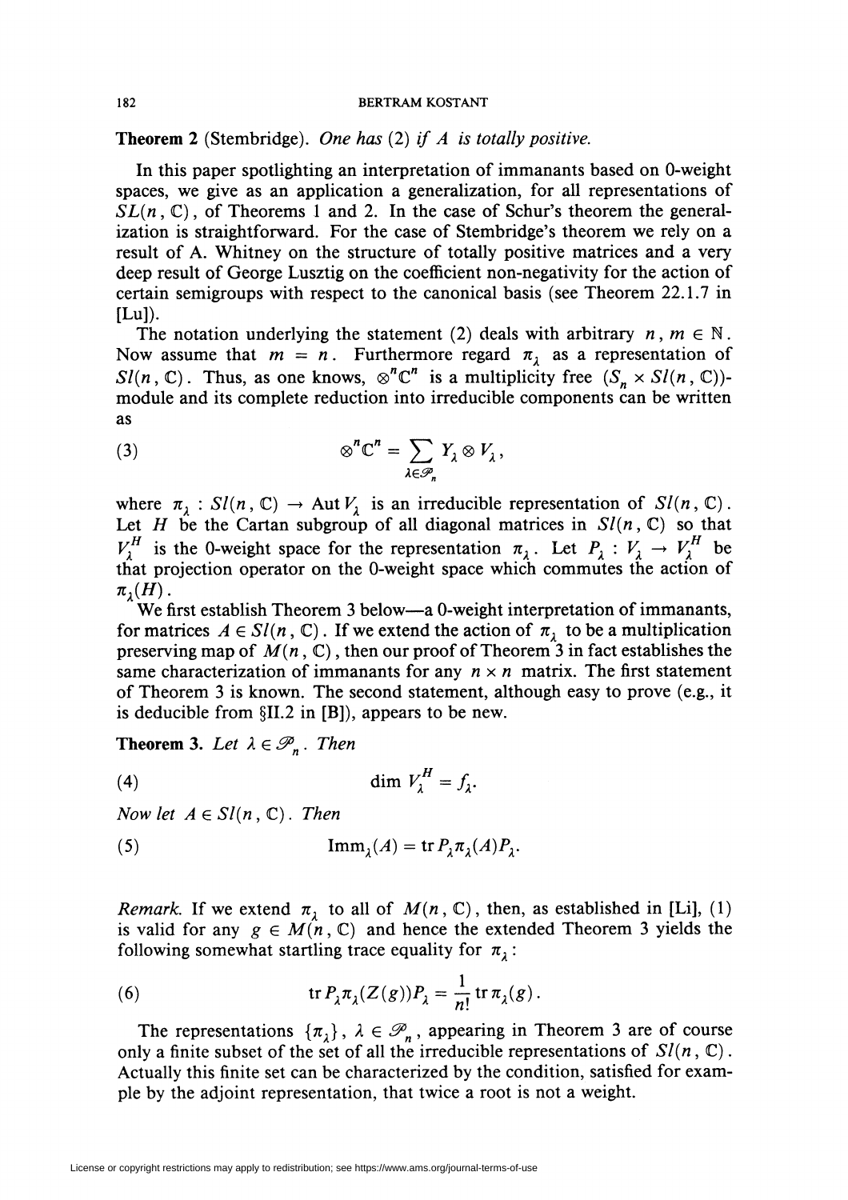**Theorem 2** (Stembridge). *One has* (2) *if* $A$ *is totally positive.*

In this paper spotlighting an interpretation of immanants based on 0-weight spaces, we give as an application a generalization, for all representations of $SL(n, \mathbb{C})$, of Theorems 1 and 2. In the case of Schur's theorem the generalization is straightforward. For the case of Stembridge's theorem we rely on a result of A. Whitney on the structure of totally positive matrices and a very deep result of George Lusztig on the coefficient non-negativity for the action of certain semigroups with respect to the canonical basis (see Theorem 22.1.7 in [Lu]).

The notation underlying the statement (2) deals with arbitrary $n, m \in \mathbb{N}$. Now assume that $m = n$. Furthermore regard $\pi_\lambda$ as a representation of $Sl(n, \mathbb{C})$. Thus, as one knows, $\otimes^n \mathbb{C}^n$ is a multiplicity free $(S_n \times Sl(n, \mathbb{C}))$-module and its complete reduction into irreducible components can be written as

$$\otimes^n \mathbb{C}^n = \sum_{\lambda \in \mathscr{P}_n} Y_\lambda \otimes V_\lambda, \tag{3}$$

where $\pi_\lambda : Sl(n, \mathbb{C}) \to \operatorname{Aut} V_\lambda$ is an irreducible representation of $Sl(n, \mathbb{C})$. Let $H$ be the Cartan subgroup of all diagonal matrices in $Sl(n, \mathbb{C})$ so that $V_\lambda^H$ is the 0-weight space for the representation $\pi_\lambda$. Let $P_\lambda : V_\lambda \to V_\lambda^H$ be that projection operator on the 0-weight space which commutes the action of $\pi_\lambda(H)$.

We first establish Theorem 3 below—a 0-weight interpretation of immanants, for matrices $A \in Sl(n, \mathbb{C})$. If we extend the action of $\pi_\lambda$ to be a multiplication preserving map of $M(n, \mathbb{C})$, then our proof of Theorem 3 in fact establishes the same characterization of immanants for any $n \times n$ matrix. The first statement of Theorem 3 is known. The second statement, although easy to prove (e.g., it is deducible from §II.2 in [B]), appears to be new.

**Theorem 3.** *Let* $\lambda \in \mathscr{P}_n$. *Then*

$$\dim V_\lambda^H = f_\lambda. \tag{4}$$

*Now let* $A \in Sl(n, \mathbb{C})$. *Then*

$$\operatorname{Imm}_\lambda(A) = \operatorname{tr} P_\lambda \pi_\lambda(A) P_\lambda. \tag{5}$$

*Remark.* If we extend $\pi_\lambda$ to all of $M(n, \mathbb{C})$, then, as established in [Li], (1) is valid for any $g \in M(n, \mathbb{C})$ and hence the extended Theorem 3 yields the following somewhat startling trace equality for $\pi_\lambda$:

$$\operatorname{tr} P_\lambda \pi_\lambda(Z(g)) P_\lambda = \frac{1}{n!} \operatorname{tr} \pi_\lambda(g). \tag{6}$$

The representations $\{\pi_\lambda\}$, $\lambda \in \mathscr{P}_n$, appearing in Theorem 3 are of course only a finite subset of the set of all the irreducible representations of $Sl(n, \mathbb{C})$. Actually this finite set can be characterized by the condition, satisfied for example by the adjoint representation, that twice a root is not a weight.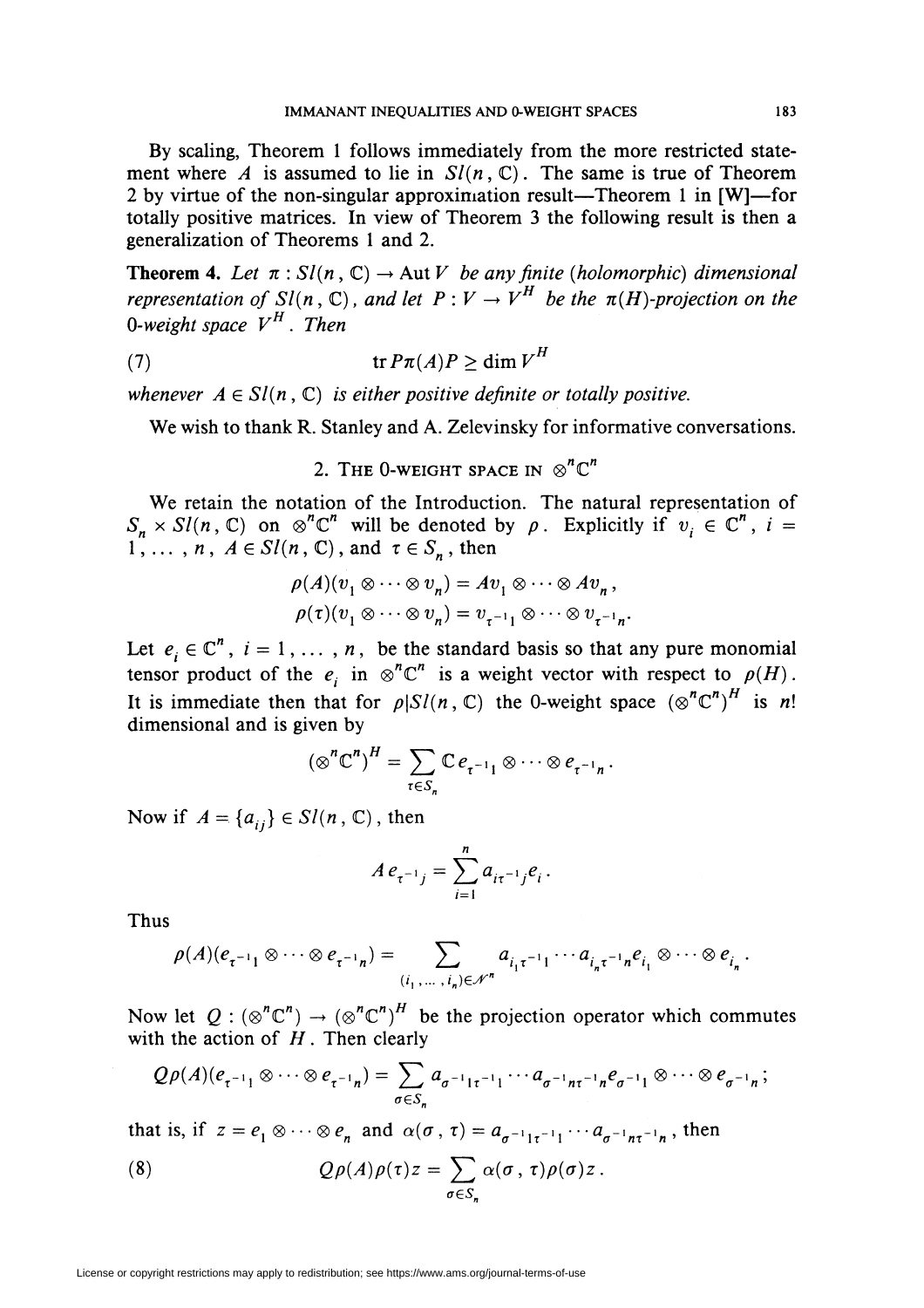By scaling, Theorem 1 follows immediately from the more restricted statement where $A$ is assumed to lie in $Sl(n, \mathbb{C})$. The same is true of Theorem 2 by virtue of the non-singular approximation result—Theorem 1 in [W]—for totally positive matrices. In view of Theorem 3 the following result is then a generalization of Theorems 1 and 2.

**Theorem 4.** *Let $\pi : Sl(n, \mathbb{C}) \to \operatorname{Aut} V$ be any finite (holomorphic) dimensional representation of $Sl(n, \mathbb{C})$, and let $P : V \to V^H$ be the $\pi(H)$-projection on the 0-weight space $V^H$. Then*

$$\operatorname{tr} P\pi(A)P \geq \dim V^H \tag{7}$$

*whenever $A \in Sl(n, \mathbb{C})$ is either positive definite or totally positive.*

We wish to thank R. Stanley and A. Zelevinsky for informative conversations.

## 2. The 0-weight space in $\otimes^n \mathbb{C}^n$

We retain the notation of the Introduction. The natural representation of $S_n \times Sl(n, \mathbb{C})$ on $\otimes^n \mathbb{C}^n$ will be denoted by $\rho$. Explicitly if $v_i \in \mathbb{C}^n$, $i = 1, \ldots, n$, $A \in Sl(n, \mathbb{C})$, and $\tau \in S_n$, then

$$\rho(A)(v_1 \otimes \cdots \otimes v_n) = Av_1 \otimes \cdots \otimes Av_n,$$
$$\rho(\tau)(v_1 \otimes \cdots \otimes v_n) = v_{\tau^{-1}1} \otimes \cdots \otimes v_{\tau^{-1}n}.$$

Let $e_i \in \mathbb{C}^n$, $i = 1, \ldots, n$, be the standard basis so that any pure monomial tensor product of the $e_i$ in $\otimes^n \mathbb{C}^n$ is a weight vector with respect to $\rho(H)$. It is immediate then that for $\rho | Sl(n, \mathbb{C})$ the 0-weight space $(\otimes^n \mathbb{C}^n)^H$ is $n!$ dimensional and is given by

$$(\otimes^n \mathbb{C}^n)^H = \sum_{\tau \in S_n} \mathbb{C}\, e_{\tau^{-1}1} \otimes \cdots \otimes e_{\tau^{-1}n}.$$

Now if $A = \{a_{ij}\} \in Sl(n, \mathbb{C})$, then

$$A e_{\tau^{-1}j} = \sum_{i=1}^{n} a_{i\tau^{-1}j} e_i.$$

Thus

$$\rho(A)(e_{\tau^{-1}1} \otimes \cdots \otimes e_{\tau^{-1}n}) = \sum_{(i_1, \ldots, i_n) \in \mathcal{N}^n} a_{i_1\tau^{-1}1} \cdots a_{i_n\tau^{-1}n} e_{i_1} \otimes \cdots \otimes e_{i_n}.$$

Now let $Q : (\otimes^n \mathbb{C}^n) \to (\otimes^n \mathbb{C}^n)^H$ be the projection operator which commutes with the action of $H$. Then clearly

$$Q\rho(A)(e_{\tau^{-1}1} \otimes \cdots \otimes e_{\tau^{-1}n}) = \sum_{\sigma \in S_n} a_{\sigma^{-1}1\tau^{-1}1} \cdots a_{\sigma^{-1}n\tau^{-1}n} e_{\sigma^{-1}1} \otimes \cdots \otimes e_{\sigma^{-1}n};$$

that is, if $z = e_1 \otimes \cdots \otimes e_n$ and $\alpha(\sigma, \tau) = a_{\sigma^{-1}1\tau^{-1}1} \cdots a_{\sigma^{-1}n\tau^{-1}n}$, then

$$Q\rho(A)\rho(\tau)z = \sum_{\sigma \in S_n} \alpha(\sigma, \tau)\rho(\sigma)z. \tag{8}$$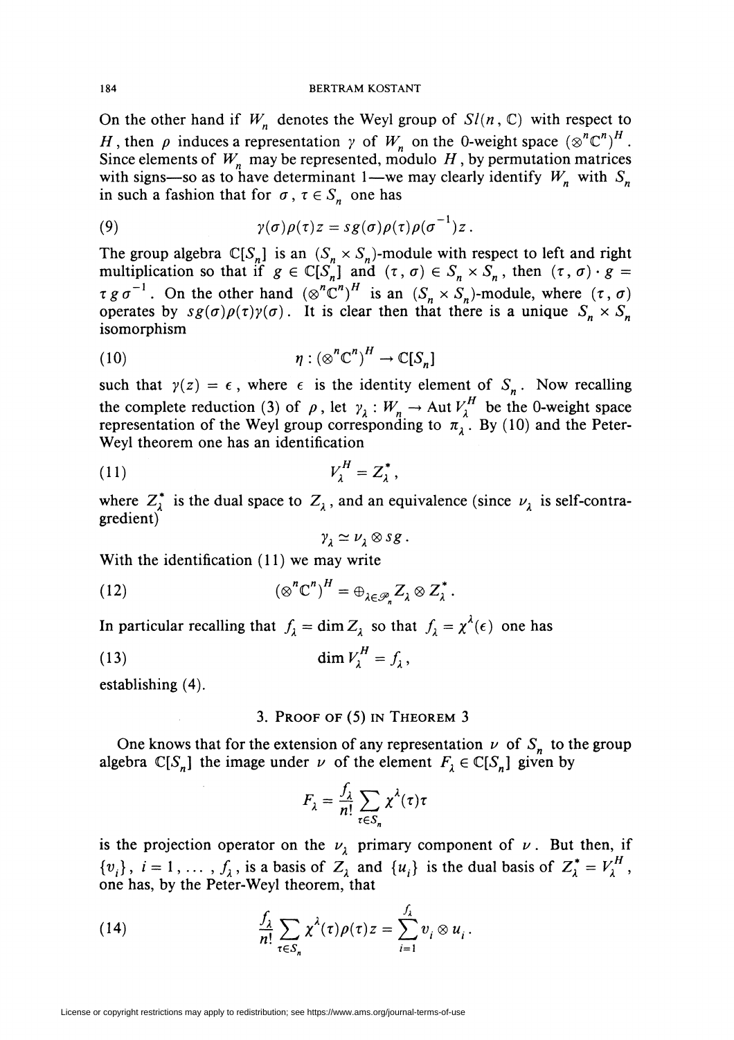On the other hand if $W_n$ denotes the Weyl group of $Sl(n, \mathbb{C})$ with respect to $H$, then $\rho$ induces a representation $\gamma$ of $W_n$ on the 0-weight space $(\otimes^n \mathbb{C}^n)^H$. Since elements of $W_n$ may be represented, modulo $H$, by permutation matrices with signs—so as to have determinant 1—we may clearly identify $W_n$ with $S_n$ in such a fashion that for $\sigma, \tau \in S_n$ one has

$$\gamma(\sigma)\rho(\tau)z = sg(\sigma)\rho(\tau)\rho(\sigma^{-1})z. \tag{9}$$

The group algebra $\mathbb{C}[S_n]$ is an $(S_n \times S_n)$-module with respect to left and right multiplication so that if $g \in \mathbb{C}[S_n]$ and $(\tau, \sigma) \in S_n \times S_n$, then $(\tau, \sigma) \cdot g = \tau g \sigma^{-1}$. On the other hand $(\otimes^n \mathbb{C}^n)^H$ is an $(S_n \times S_n)$-module, where $(\tau, \sigma)$ operates by $sg(\sigma)\rho(\tau)\gamma(\sigma)$. It is clear then that there is a unique $S_n \times S_n$ isomorphism

$$\eta : (\otimes^n \mathbb{C}^n)^H \to \mathbb{C}[S_n] \tag{10}$$

such that $\gamma(z) = \epsilon$, where $\epsilon$ is the identity element of $S_n$. Now recalling the complete reduction (3) of $\rho$, let $\gamma_\lambda : W_n \to \operatorname{Aut} V_\lambda^H$ be the 0-weight space representation of the Weyl group corresponding to $\pi_\lambda$. By (10) and the Peter-Weyl theorem one has an identification

$$V_\lambda^H = Z_\lambda^*, \tag{11}$$

where $Z_\lambda^*$ is the dual space to $Z_\lambda$, and an equivalence (since $\nu_\lambda$ is self-contragredient)

$$\gamma_\lambda \simeq \nu_\lambda \otimes sg.$$

With the identification (11) we may write

$$(\otimes^n \mathbb{C}^n)^H = \oplus_{\lambda \in \mathcal{P}_n} Z_\lambda \otimes Z_\lambda^*. \tag{12}$$

In particular recalling that $f_\lambda = \dim Z_\lambda$ so that $f_\lambda = \chi^\lambda(\epsilon)$ one has

$$\dim V_\lambda^H = f_\lambda, \tag{13}$$

establishing (4).

## 3. Proof of (5) in Theorem 3

One knows that for the extension of any representation $\nu$ of $S_n$ to the group algebra $\mathbb{C}[S_n]$ the image under $\nu$ of the element $F_\lambda \in \mathbb{C}[S_n]$ given by

$$F_\lambda = \frac{f_\lambda}{n!} \sum_{\tau \in S_n} \chi^\lambda(\tau)\tau$$

is the projection operator on the $\nu_\lambda$ primary component of $\nu$. But then, if $\{v_i\}$, $i = 1, \ldots, f_\lambda$, is a basis of $Z_\lambda$ and $\{u_i\}$ is the dual basis of $Z_\lambda^* = V_\lambda^H$, one has, by the Peter-Weyl theorem, that

$$\frac{f_\lambda}{n!} \sum_{\tau \in S_n} \chi^\lambda(\tau)\rho(\tau)z = \sum_{i=1}^{f_\lambda} v_i \otimes u_i. \tag{14}$$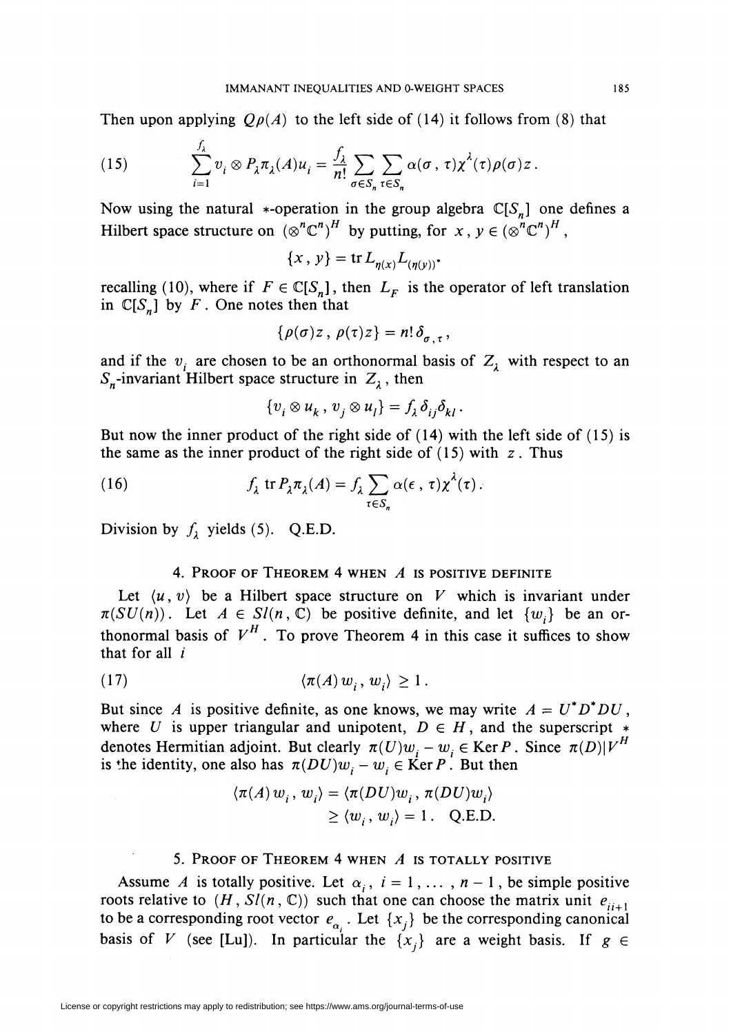Then upon applying $Q\rho(A)$ to the left side of (14) it follows from (8) that

$$\sum_{i=1}^{f_\lambda} v_i \otimes P_\lambda \pi_\lambda(A) u_i = \frac{f_\lambda}{n!} \sum_{\sigma \in S_n} \sum_{\tau \in S_n} \alpha(\sigma, \tau) \chi^\lambda(\tau) \rho(\sigma) z . \tag{15}$$

Now using the natural $*$-operation in the group algebra $\mathbb{C}[S_n]$ one defines a Hilbert space structure on $(\otimes^n \mathbb{C}^n)^H$ by putting, for $x, y \in (\otimes^n \mathbb{C}^n)^H$,

$$\{x, y\} = \operatorname{tr} L_{\eta(x)} L_{(\eta(y))^*}$$

recalling (10), where if $F \in \mathbb{C}[S_n]$, then $L_F$ is the operator of left translation in $\mathbb{C}[S_n]$ by $F$. One notes then that

$$\{\rho(\sigma) z, \rho(\tau) z\} = n! \, \delta_{\sigma, \tau},$$

and if the $v_i$ are chosen to be an orthonormal basis of $Z_\lambda$ with respect to an $S_n$-invariant Hilbert space structure in $Z_\lambda$, then

$$\{v_i \otimes u_k, v_j \otimes u_l\} = f_\lambda \delta_{ij} \delta_{kl} .$$

But now the inner product of the right side of (14) with the left side of (15) is the same as the inner product of the right side of (15) with $z$. Thus

$$f_\lambda \operatorname{tr} P_\lambda \pi_\lambda(A) = f_\lambda \sum_{\tau \in S_n} \alpha(\epsilon, \tau) \chi^\lambda(\tau) . \tag{16}$$

Division by $f_\lambda$ yields (5). Q.E.D.

## 4. Proof of Theorem 4 when $A$ is positive definite

Let $\langle u, v \rangle$ be a Hilbert space structure on $V$ which is invariant under $\pi(SU(n))$. Let $A \in Sl(n, \mathbb{C})$ be positive definite, and let $\{w_i\}$ be an orthonormal basis of $V^H$. To prove Theorem 4 in this case it suffices to show that for all $i$

$$\langle \pi(A) w_i, w_i \rangle \geq 1 . \tag{17}$$

But since $A$ is positive definite, as one knows, we may write $A = U^* D^* D U$, where $U$ is upper triangular and unipotent, $D \in H$, and the superscript $*$ denotes Hermitian adjoint. But clearly $\pi(U) w_i - w_i \in \operatorname{Ker} P$. Since $\pi(D) | V^H$ is the identity, one also has $\pi(DU) w_i - w_i \in \operatorname{Ker} P$. But then

$$\begin{aligned} \langle \pi(A) w_i, w_i \rangle &= \langle \pi(DU) w_i, \pi(DU) w_i \rangle \\ &\geq \langle w_i, w_i \rangle = 1 . \quad \text{Q.E.D.} \end{aligned}$$

## 5. Proof of Theorem 4 when $A$ is totally positive

Assume $A$ is totally positive. Let $\alpha_i$, $i = 1, \ldots, n-1$, be simple positive roots relative to $(H, Sl(n, \mathbb{C}))$ such that one can choose the matrix unit $e_{ii+1}$ to be a corresponding root vector $e_{\alpha_i}$. Let $\{x_j\}$ be the corresponding canonical basis of $V$ (see [Lu]). In particular the $\{x_j\}$ are a weight basis. If $g \in$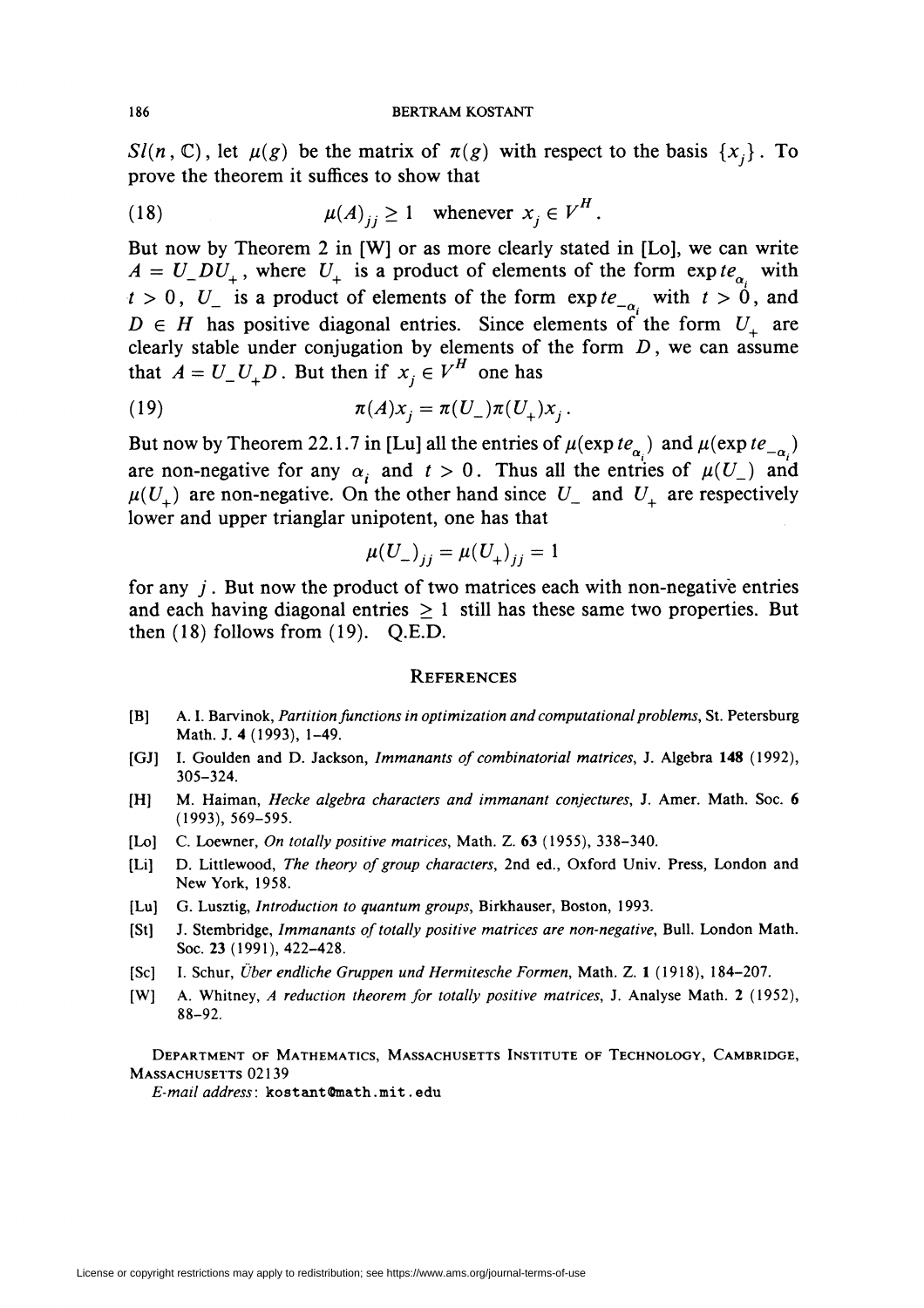$Sl(n, \mathbb{C})$, let $\mu(g)$ be the matrix of $\pi(g)$ with respect to the basis $\{x_j\}$. To prove the theorem it suffices to show that

$$\mu(A)_{jj} \geq 1 \quad \text{whenever } x_j \in V^H. \tag{18}$$

But now by Theorem 2 in [W] or as more clearly stated in [Lo], we can write $A = U_- D U_+$, where $U_+$ is a product of elements of the form $\exp te_{\alpha_i}$ with $t > 0$, $U_-$ is a product of elements of the form $\exp te_{-\alpha_i}$ with $t > 0$, and $D \in H$ has positive diagonal entries. Since elements of the form $U_+$ are clearly stable under conjugation by elements of the form $D$, we can assume that $A = U_- U_+ D$. But then if $x_j \in V^H$ one has

$$\pi(A)x_j = \pi(U_-)\pi(U_+)x_j. \tag{19}$$

But now by Theorem 22.1.7 in [Lu] all the entries of $\mu(\exp te_{\alpha_i})$ and $\mu(\exp te_{-\alpha_i})$ are non-negative for any $\alpha_i$ and $t > 0$. Thus all the entries of $\mu(U_-)$ and $\mu(U_+)$ are non-negative. On the other hand since $U_-$ and $U_+$ are respectively lower and upper trianglar unipotent, one has that

$$\mu(U_-)_{jj} = \mu(U_+)_{jj} = 1$$

for any $j$. But now the product of two matrices each with non-negative entries and each having diagonal entries $\geq 1$ still has these same two properties. But then (18) follows from (19). Q.E.D.

## References

[B] A. I. Barvinok, *Partition functions in optimization and computational problems*, St. Petersburg Math. J. **4** (1993), 1–49.

[GJ] I. Goulden and D. Jackson, *Immanants of combinatorial matrices*, J. Algebra **148** (1992), 305–324.

[H] M. Haiman, *Hecke algebra characters and immanant conjectures*, J. Amer. Math. Soc. **6** (1993), 569–595.

[Lo] C. Loewner, *On totally positive matrices*, Math. Z. **63** (1955), 338–340.

[Li] D. Littlewood, *The theory of group characters*, 2nd ed., Oxford Univ. Press, London and New York, 1958.

[Lu] G. Lusztig, *Introduction to quantum groups*, Birkhauser, Boston, 1993.

[St] J. Stembridge, *Immanants of totally positive matrices are non-negative*, Bull. London Math. Soc. **23** (1991), 422–428.

[Sc] I. Schur, *Über endliche Gruppen und Hermitesche Formen*, Math. Z. **1** (1918), 184–207.

[W] A. Whitney, *A reduction theorem for totally positive matrices*, J. Analyse Math. **2** (1952), 88–92.

Department of Mathematics, Massachusetts Institute of Technology, Cambridge, Massachusetts 02139

*E-mail address*: kostant@math.mit.edu